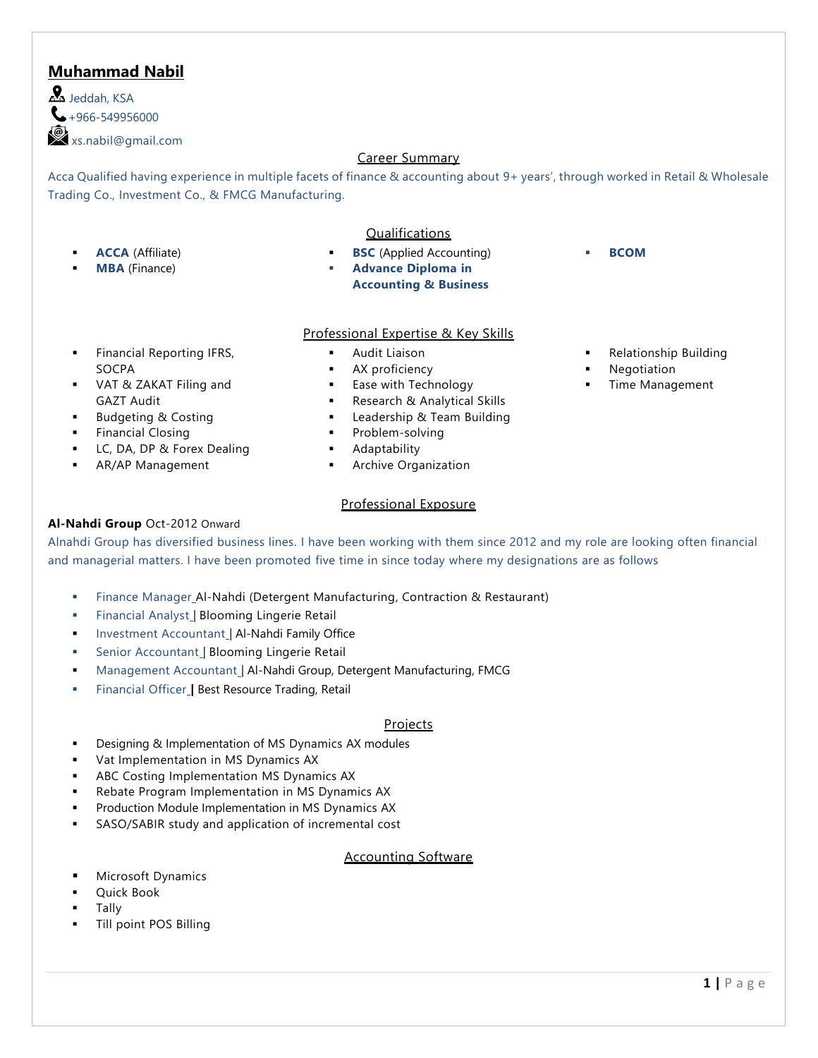# Muhammad Nabil

Jeddah, KSA
+966-549956000
xs.nabil@gmail.com

## Career Summary

Acca Qualified having experience in multiple facets of finance & accounting about 9+ years', through worked in Retail & Wholesale Trading Co., Investment Co., & FMCG Manufacturing.

## Qualifications

- **ACCA** (Affiliate)
- **MBA** (Finance)
- **BSC** (Applied Accounting)
- **Advance Diploma in Accounting & Business**
- **BCOM**

## Professional Expertise & Key Skills

- Financial Reporting IFRS, SOCPA
- VAT & ZAKAT Filing and GAZT Audit
- Budgeting & Costing
- Financial Closing
- LC, DA, DP & Forex Dealing
- AR/AP Management
- Audit Liaison
- AX proficiency
- Ease with Technology
- Research & Analytical Skills
- Leadership & Team Building
- Problem-solving
- Adaptability
- Archive Organization
- Relationship Building
- Negotiation
- Time Management

## Professional Exposure

**Al-Nahdi Group** Oct-2012 Onward

Alnahdi Group has diversified business lines. I have been working with them since 2012 and my role are looking often financial and managerial matters. I have been promoted five time in since today where my designations are as follows

- Finance Manager Al-Nahdi (Detergent Manufacturing, Contraction & Restaurant)
- Financial Analyst | Blooming Lingerie Retail
- Investment Accountant | Al-Nahdi Family Office
- Senior Accountant | Blooming Lingerie Retail
- Management Accountant | Al-Nahdi Group, Detergent Manufacturing, FMCG
- Financial Officer | Best Resource Trading, Retail

## Projects

- Designing & Implementation of MS Dynamics AX modules
- Vat Implementation in MS Dynamics AX
- ABC Costing Implementation MS Dynamics AX
- Rebate Program Implementation in MS Dynamics AX
- Production Module Implementation in MS Dynamics AX
- SASO/SABIR study and application of incremental cost

## Accounting Software

- Microsoft Dynamics
- Quick Book
- Tally
- Till point POS Billing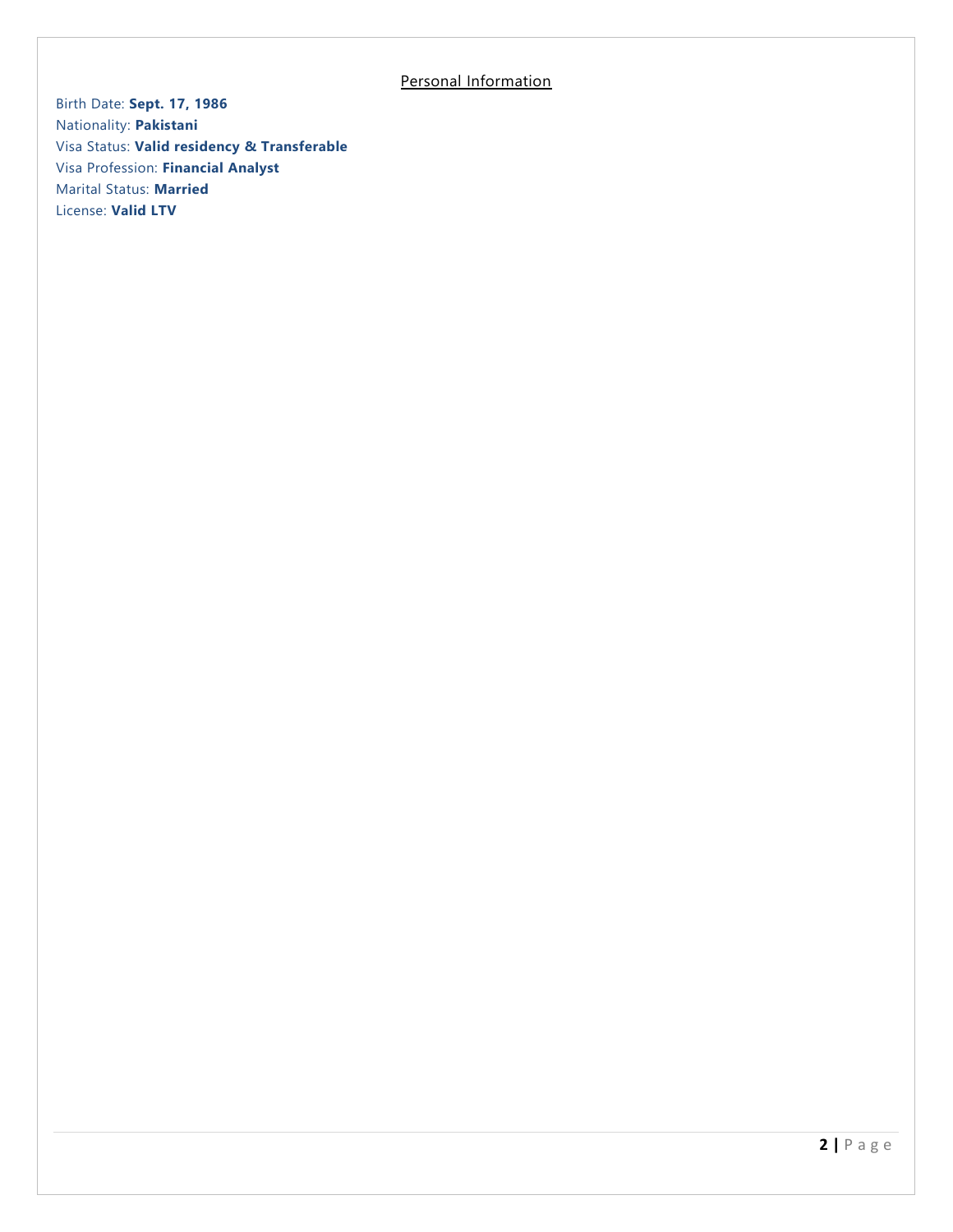## Personal Information

Birth Date: **Sept. 17, 1986**
Nationality: **Pakistani**
Visa Status: **Valid residency & Transferable**
Visa Profession: **Financial Analyst**
Marital Status: **Married**
License: **Valid LTV**